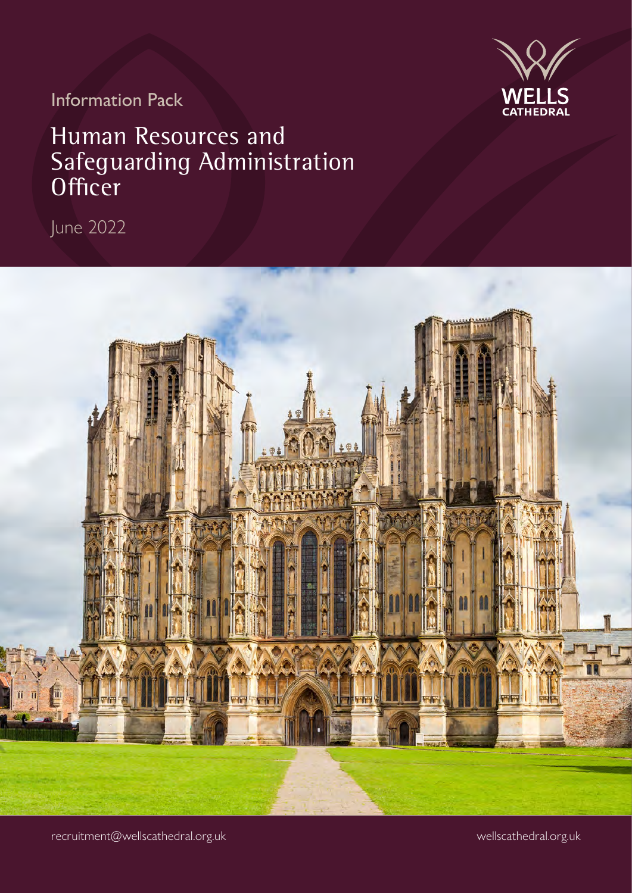Information Pack

# Human Resources and Safeguarding Administration Officer

June 2022

WELLS CATHEDRAL

recruitment@wellscathedral.org.uk

wellscathedral.org.uk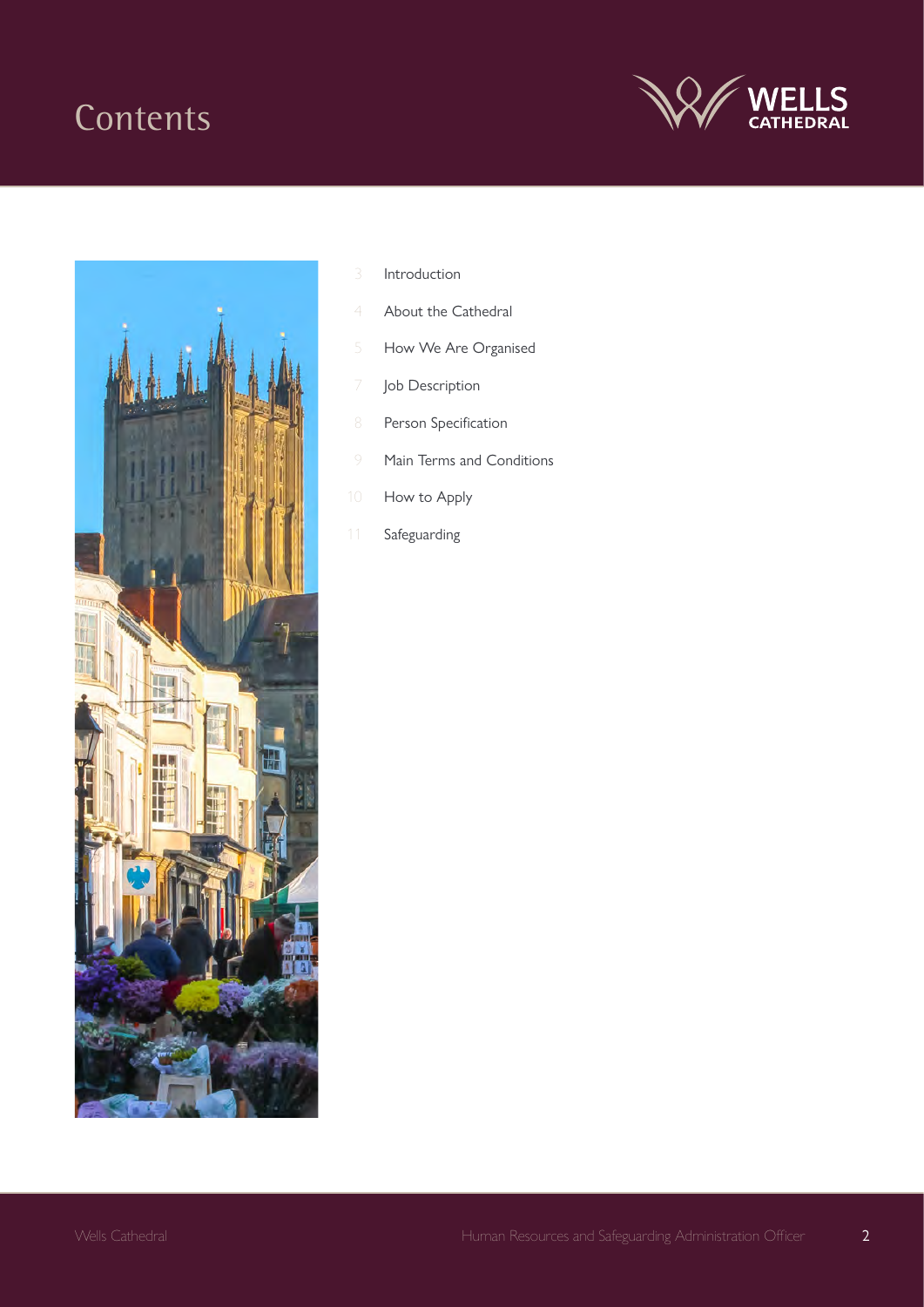# Contents

| | |
|---|---|
| 3 | Introduction |
| 4 | About the Cathedral |
| 5 | How We Are Organised |
| 7 | Job Description |
| 8 | Person Specification |
| 9 | Main Terms and Conditions |
| 10 | How to Apply |
| 11 | Safeguarding |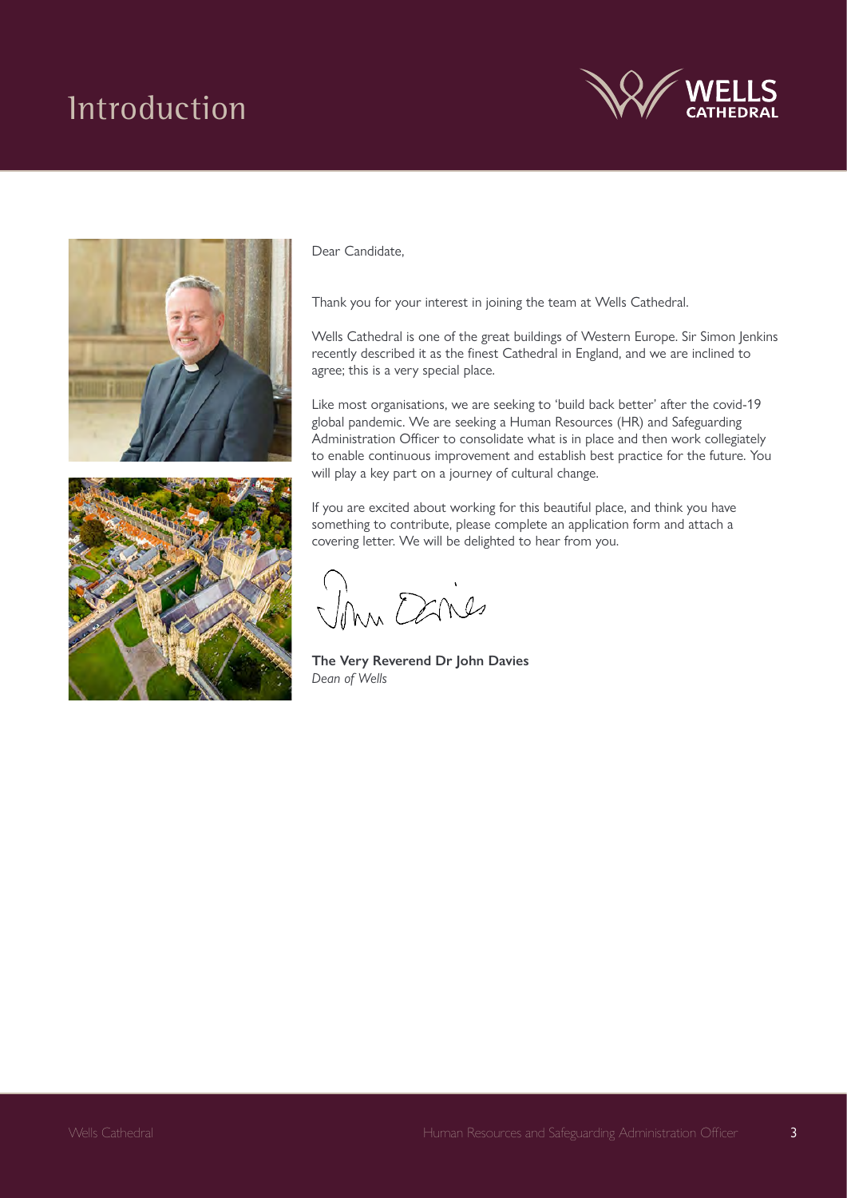# Introduction

Dear Candidate,

Thank you for your interest in joining the team at Wells Cathedral.

Wells Cathedral is one of the great buildings of Western Europe. Sir Simon Jenkins recently described it as the finest Cathedral in England, and we are inclined to agree; this is a very special place.

Like most organisations, we are seeking to 'build back better' after the covid-19 global pandemic. We are seeking a Human Resources (HR) and Safeguarding Administration Officer to consolidate what is in place and then work collegiately to enable continuous improvement and establish best practice for the future. You will play a key part on a journey of cultural change.

If you are excited about working for this beautiful place, and think you have something to contribute, please complete an application form and attach a covering letter. We will be delighted to hear from you.

**The Very Reverend Dr John Davies**
*Dean of Wells*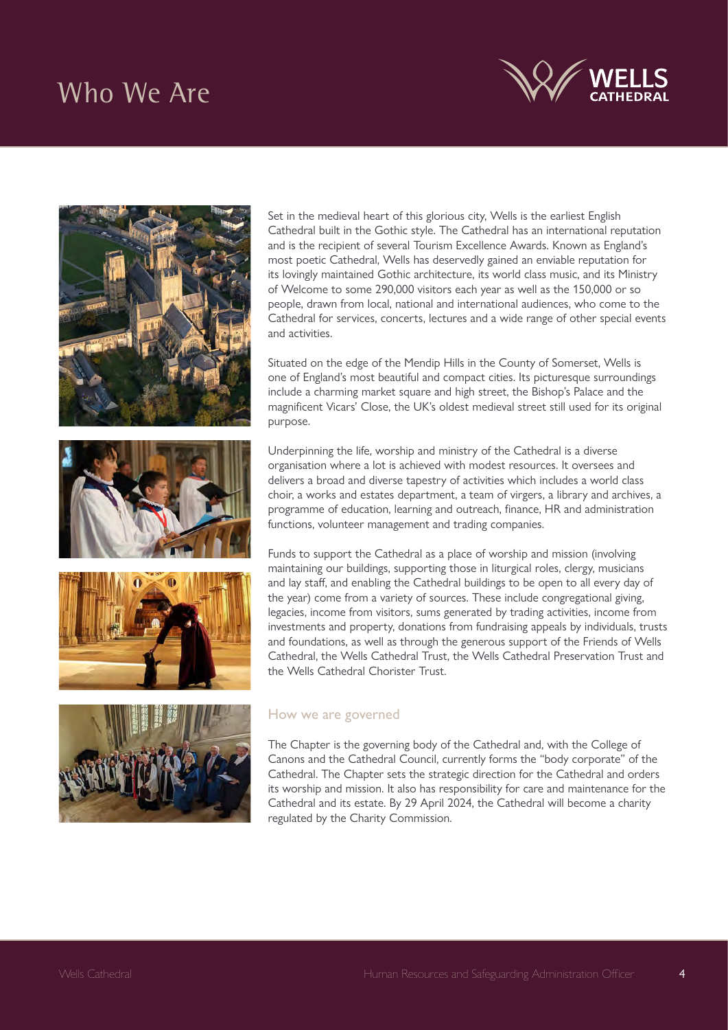# Who We Are

Set in the medieval heart of this glorious city, Wells is the earliest English Cathedral built in the Gothic style. The Cathedral has an international reputation and is the recipient of several Tourism Excellence Awards. Known as England's most poetic Cathedral, Wells has deservedly gained an enviable reputation for its lovingly maintained Gothic architecture, its world class music, and its Ministry of Welcome to some 290,000 visitors each year as well as the 150,000 or so people, drawn from local, national and international audiences, who come to the Cathedral for services, concerts, lectures and a wide range of other special events and activities.

Situated on the edge of the Mendip Hills in the County of Somerset, Wells is one of England's most beautiful and compact cities. Its picturesque surroundings include a charming market square and high street, the Bishop's Palace and the magnificent Vicars' Close, the UK's oldest medieval street still used for its original purpose.

Underpinning the life, worship and ministry of the Cathedral is a diverse organisation where a lot is achieved with modest resources. It oversees and delivers a broad and diverse tapestry of activities which includes a world class choir, a works and estates department, a team of virgers, a library and archives, a programme of education, learning and outreach, finance, HR and administration functions, volunteer management and trading companies.

Funds to support the Cathedral as a place of worship and mission (involving maintaining our buildings, supporting those in liturgical roles, clergy, musicians and lay staff, and enabling the Cathedral buildings to be open to all every day of the year) come from a variety of sources. These include congregational giving, legacies, income from visitors, sums generated by trading activities, income from investments and property, donations from fundraising appeals by individuals, trusts and foundations, as well as through the generous support of the Friends of Wells Cathedral, the Wells Cathedral Trust, the Wells Cathedral Preservation Trust and the Wells Cathedral Chorister Trust.

## How we are governed

The Chapter is the governing body of the Cathedral and, with the College of Canons and the Cathedral Council, currently forms the "body corporate" of the Cathedral. The Chapter sets the strategic direction for the Cathedral and orders its worship and mission. It also has responsibility for care and maintenance for the Cathedral and its estate. By 29 April 2024, the Cathedral will become a charity regulated by the Charity Commission.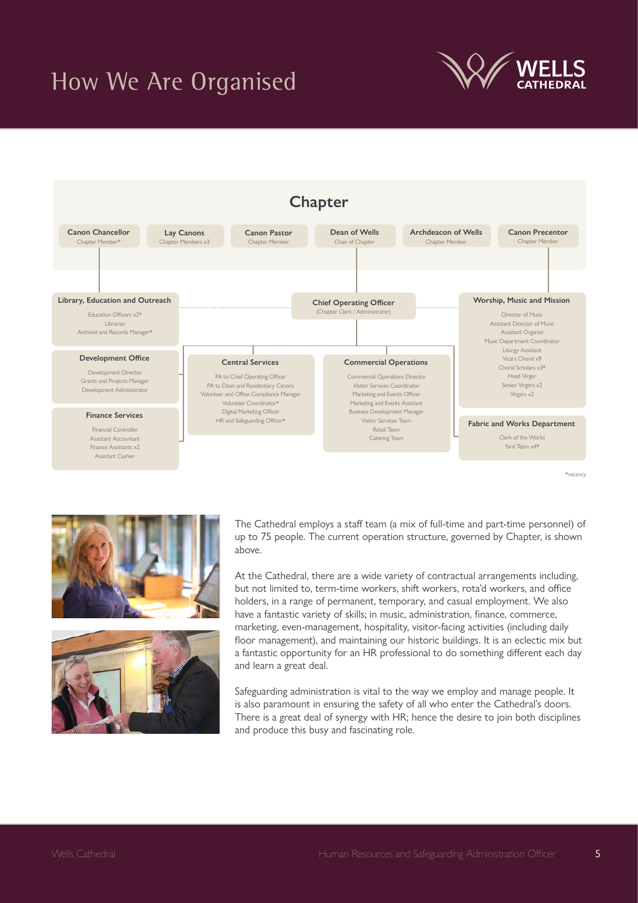# How We Are Organised

## Chapter

**Canon Chancellor**
Chapter Member*

**Lay Canons**
Chapter Members x3

**Canon Pastor**
Chapter Member

**Dean of Wells**
Chair of Chapter

**Archdeacon of Wells**
Chapter Member

**Canon Precentor**
Chapter Member

**Library, Education and Outreach**
- Education Officers x2*
- Librarian
- Archivist and Records Manager*

**Chief Operating Officer**
(Chapter Clerk / Administrator)

**Worship, Music and Mission**
- Director of Music
- Assistant Director of Music
- Assistant Organist
- Music Department Coordinator
- Liturgy Assistant
- Vicars Choral x9
- Choral Scholars x3*
- Head Virger
- Senior Virgers x2
- Virgers x2

**Development Office**
- Development Director
- Grants and Projects Manager
- Development Administrator

**Central Services**
- PA to Chief Operating Officer
- PA to Dean and Residentiary Canons
- Volunteer and Office Compliance Manager
- Volunteer Coordinator*
- Digital Marketing Officer
- HR and Safeguarding Officer*

**Commercial Operations**
- Commercial Operations Director
- Visitor Services Coordinator
- Marketing and Events Officer
- Marketing and Events Assistant
- Business Development Manager
- Visitor Services Team
- Retail Team
- Catering Team

**Finance Services**
- Financial Controller
- Assistant Accountant
- Finance Assistants x2
- Assistant Cashier

**Fabric and Works Department**
- Clerk of the Works
- Yard Team x4*

*vacancy

The Cathedral employs a staff team (a mix of full-time and part-time personnel) of up to 75 people. The current operation structure, governed by Chapter, is shown above.

At the Cathedral, there are a wide variety of contractual arrangements including, but not limited to, term-time workers, shift workers, rota'd workers, and office holders, in a range of permanent, temporary, and casual employment. We also have a fantastic variety of skills; in music, administration, finance, commerce, marketing, even-management, hospitality, visitor-facing activities (including daily floor management), and maintaining our historic buildings. It is an eclectic mix but a fantastic opportunity for an HR professional to do something different each day and learn a great deal.

Safeguarding administration is vital to the way we employ and manage people. It is also paramount in ensuring the safety of all who enter the Cathedral's doors. There is a great deal of synergy with HR; hence the desire to join both disciplines and produce this busy and fascinating role.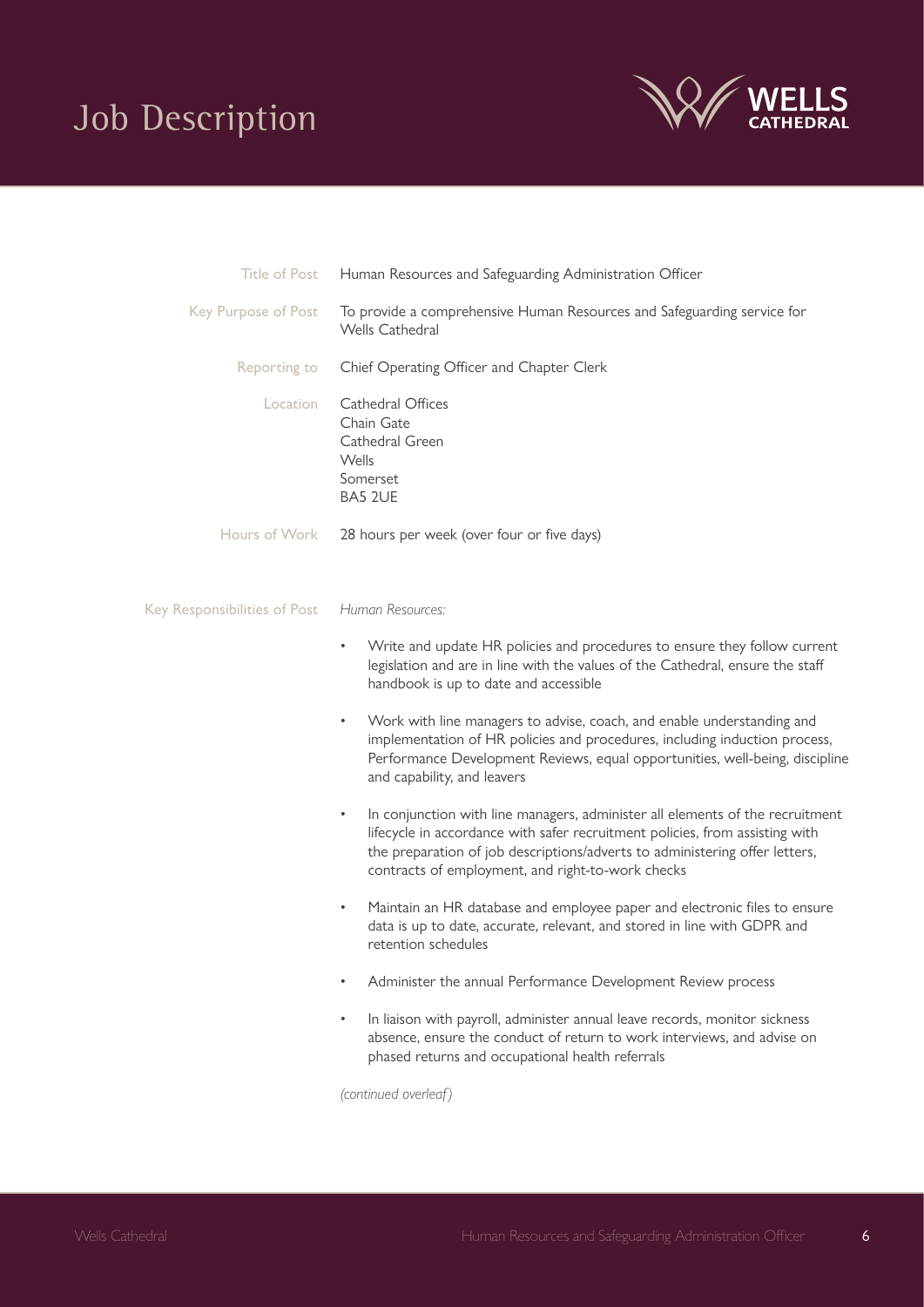# Job Description

**Title of Post** Human Resources and Safeguarding Administration Officer

**Key Purpose of Post** To provide a comprehensive Human Resources and Safeguarding service for Wells Cathedral

**Reporting to** Chief Operating Officer and Chapter Clerk

**Location** Cathedral Offices
Chain Gate
Cathedral Green
Wells
Somerset
BA5 2UE

**Hours of Work** 28 hours per week (over four or five days)

**Key Responsibilities of Post**

*Human Resources:*

- Write and update HR policies and procedures to ensure they follow current legislation and are in line with the values of the Cathedral, ensure the staff handbook is up to date and accessible
- Work with line managers to advise, coach, and enable understanding and implementation of HR policies and procedures, including induction process, Performance Development Reviews, equal opportunities, well-being, discipline and capability, and leavers
- In conjunction with line managers, administer all elements of the recruitment lifecycle in accordance with safer recruitment policies, from assisting with the preparation of job descriptions/adverts to administering offer letters, contracts of employment, and right-to-work checks
- Maintain an HR database and employee paper and electronic files to ensure data is up to date, accurate, relevant, and stored in line with GDPR and retention schedules
- Administer the annual Performance Development Review process
- In liaison with payroll, administer annual leave records, monitor sickness absence, ensure the conduct of return to work interviews, and advise on phased returns and occupational health referrals

*(continued overleaf)*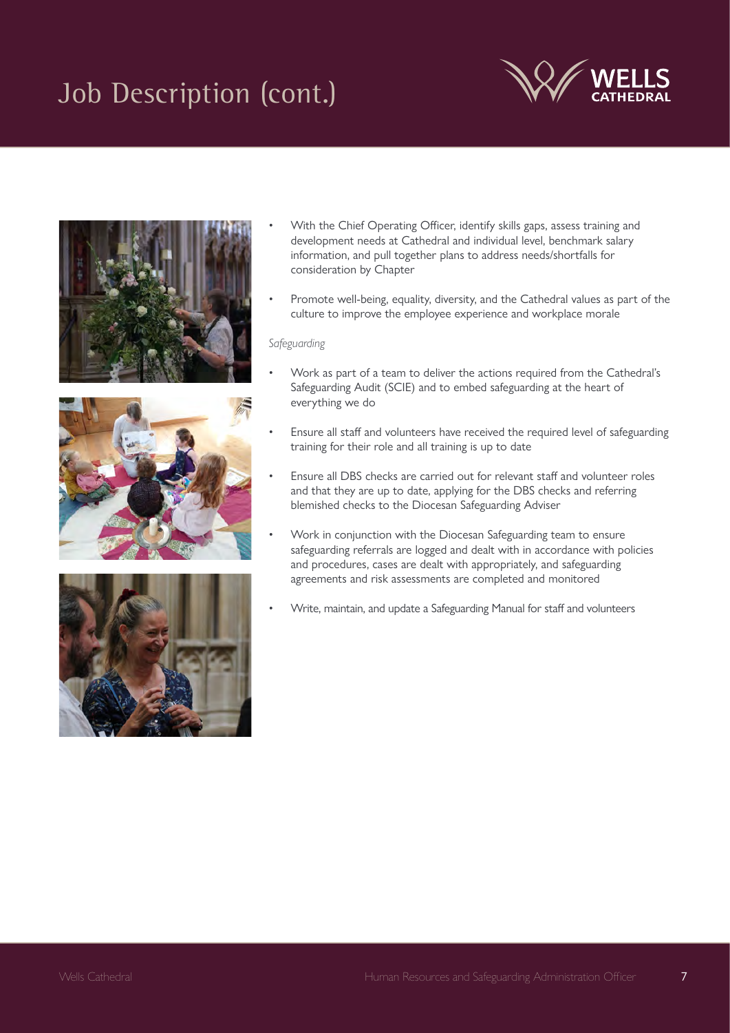# Job Description (cont.)

- With the Chief Operating Officer, identify skills gaps, assess training and development needs at Cathedral and individual level, benchmark salary information, and pull together plans to address needs/shortfalls for consideration by Chapter
- Promote well-being, equality, diversity, and the Cathedral values as part of the culture to improve the employee experience and workplace morale

*Safeguarding*

- Work as part of a team to deliver the actions required from the Cathedral's Safeguarding Audit (SCIE) and to embed safeguarding at the heart of everything we do
- Ensure all staff and volunteers have received the required level of safeguarding training for their role and all training is up to date
- Ensure all DBS checks are carried out for relevant staff and volunteer roles and that they are up to date, applying for the DBS checks and referring blemished checks to the Diocesan Safeguarding Adviser
- Work in conjunction with the Diocesan Safeguarding team to ensure safeguarding referrals are logged and dealt with in accordance with policies and procedures, cases are dealt with appropriately, and safeguarding agreements and risk assessments are completed and monitored
- Write, maintain, and update a Safeguarding Manual for staff and volunteers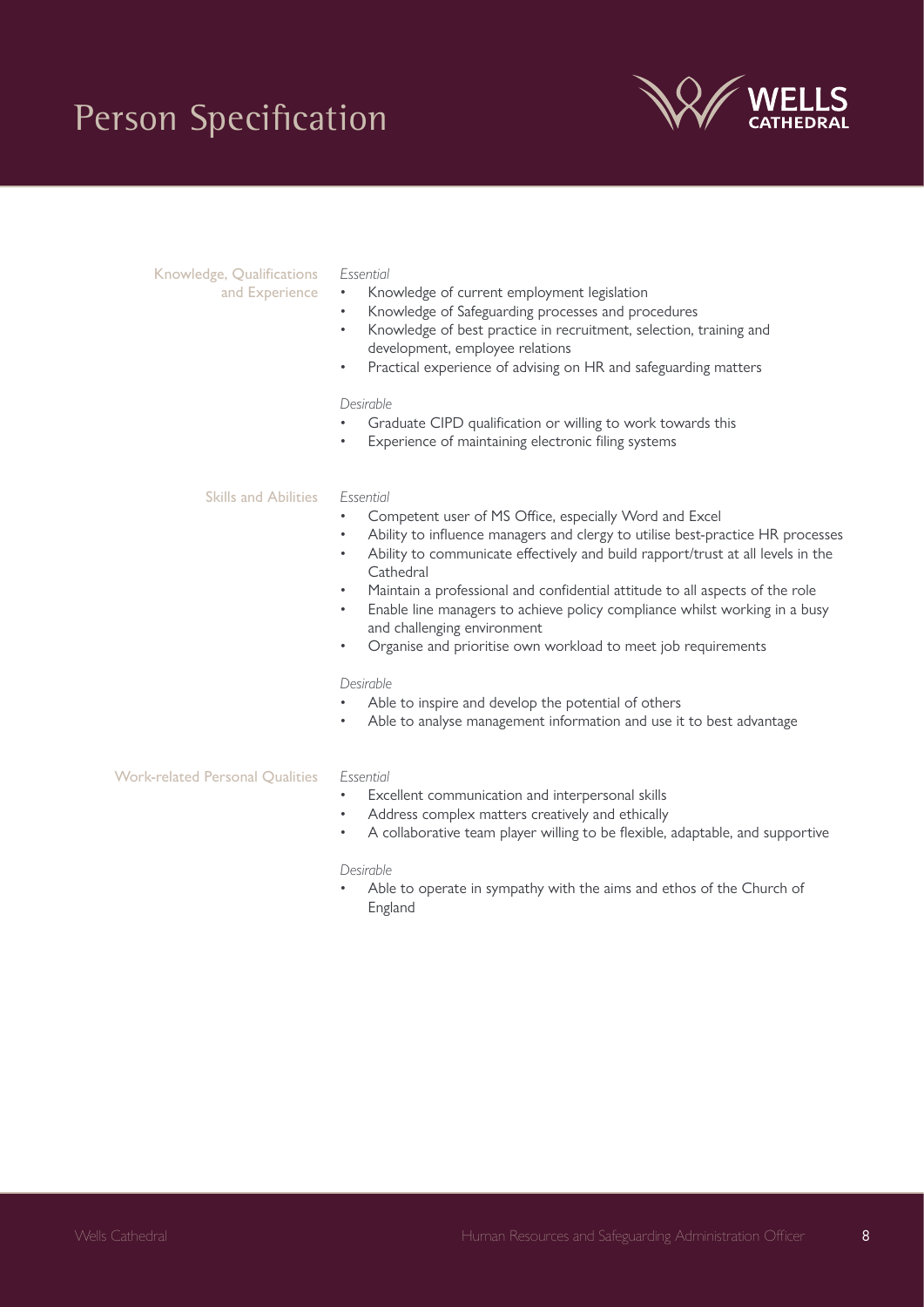# Person Specification

## Knowledge, Qualifications and Experience

*Essential*

- Knowledge of current employment legislation
- Knowledge of Safeguarding processes and procedures
- Knowledge of best practice in recruitment, selection, training and development, employee relations
- Practical experience of advising on HR and safeguarding matters

*Desirable*

- Graduate CIPD qualification or willing to work towards this
- Experience of maintaining electronic filing systems

## Skills and Abilities

*Essential*

- Competent user of MS Office, especially Word and Excel
- Ability to influence managers and clergy to utilise best-practice HR processes
- Ability to communicate effectively and build rapport/trust at all levels in the Cathedral
- Maintain a professional and confidential attitude to all aspects of the role
- Enable line managers to achieve policy compliance whilst working in a busy and challenging environment
- Organise and prioritise own workload to meet job requirements

*Desirable*

- Able to inspire and develop the potential of others
- Able to analyse management information and use it to best advantage

## Work-related Personal Qualities

*Essential*

- Excellent communication and interpersonal skills
- Address complex matters creatively and ethically
- A collaborative team player willing to be flexible, adaptable, and supportive

*Desirable*

- Able to operate in sympathy with the aims and ethos of the Church of England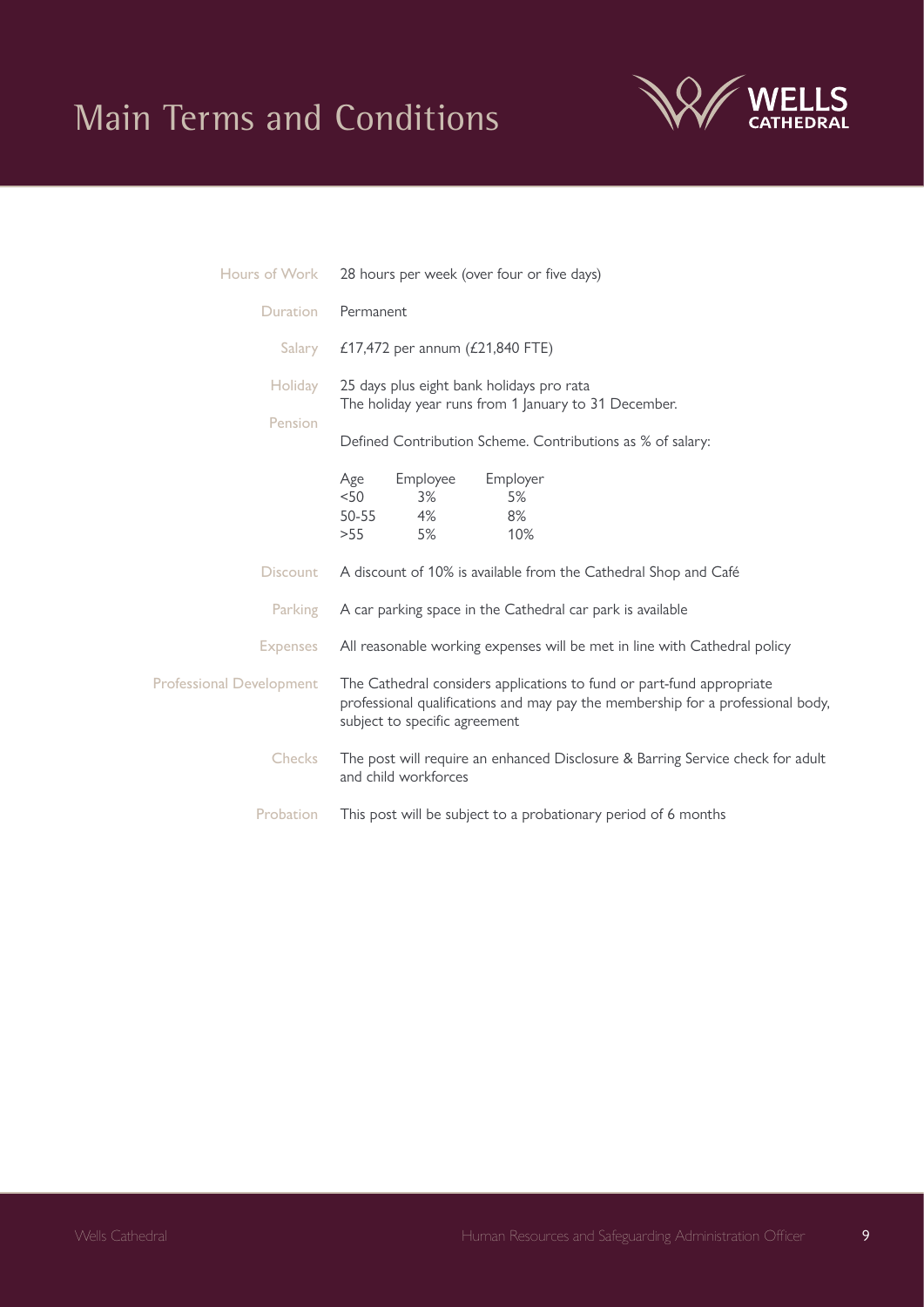# Main Terms and Conditions

**Hours of Work** 28 hours per week (over four or five days)

**Duration** Permanent

**Salary** £17,472 per annum (£21,840 FTE)

**Holiday** 25 days plus eight bank holidays pro rata
The holiday year runs from 1 January to 31 December.

**Pension** Defined Contribution Scheme. Contributions as % of salary:

| Age | Employee | Employer |
|---|---|---|
| <50 | 3% | 5% |
| 50-55 | 4% | 8% |
| >55 | 5% | 10% |

**Discount** A discount of 10% is available from the Cathedral Shop and Café

**Parking** A car parking space in the Cathedral car park is available

**Expenses** All reasonable working expenses will be met in line with Cathedral policy

**Professional Development** The Cathedral considers applications to fund or part-fund appropriate professional qualifications and may pay the membership for a professional body, subject to specific agreement

**Checks** The post will require an enhanced Disclosure & Barring Service check for adult and child workforces

**Probation** This post will be subject to a probationary period of 6 months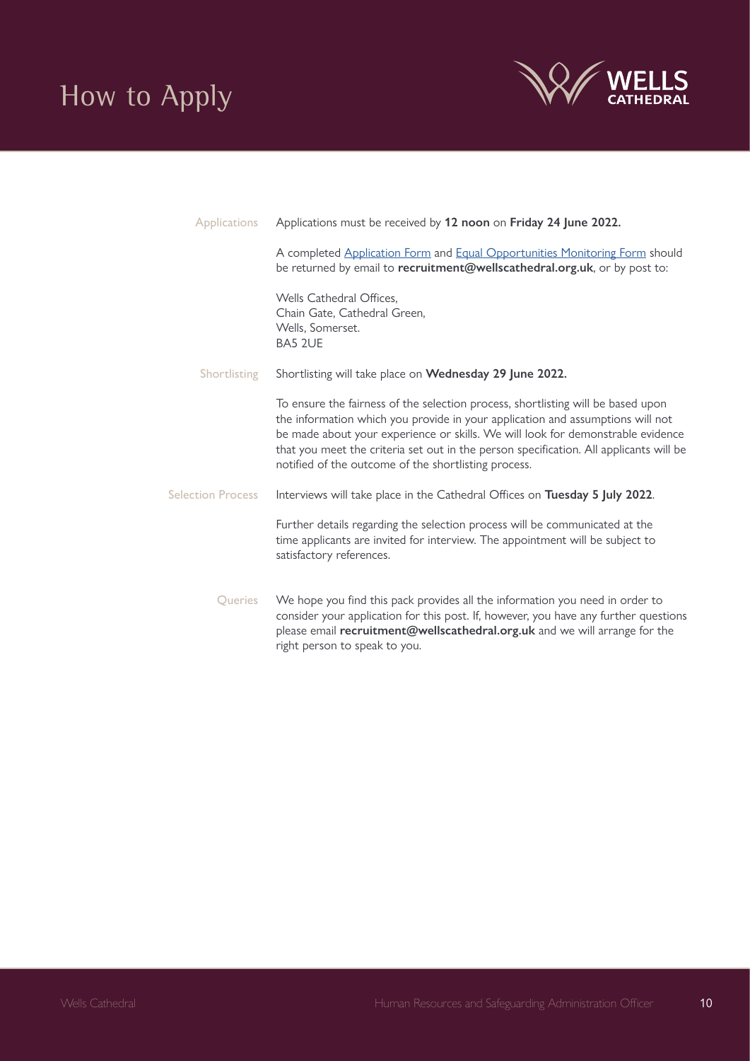# How to Apply

**Applications**

Applications must be received by **12 noon** on **Friday 24 June 2022.**

A completed Application Form and Equal Opportunities Monitoring Form should be returned by email to **recruitment@wellscathedral.org.uk**, or by post to:

Wells Cathedral Offices,
Chain Gate, Cathedral Green,
Wells, Somerset.
BA5 2UE

**Shortlisting**

Shortlisting will take place on **Wednesday 29 June 2022.**

To ensure the fairness of the selection process, shortlisting will be based upon the information which you provide in your application and assumptions will not be made about your experience or skills. We will look for demonstrable evidence that you meet the criteria set out in the person specification. All applicants will be notified of the outcome of the shortlisting process.

**Selection Process**

Interviews will take place in the Cathedral Offices on **Tuesday 5 July 2022**.

Further details regarding the selection process will be communicated at the time applicants are invited for interview. The appointment will be subject to satisfactory references.

**Queries**

We hope you find this pack provides all the information you need in order to consider your application for this post. If, however, you have any further questions please email **recruitment@wellscathedral.org.uk** and we will arrange for the right person to speak to you.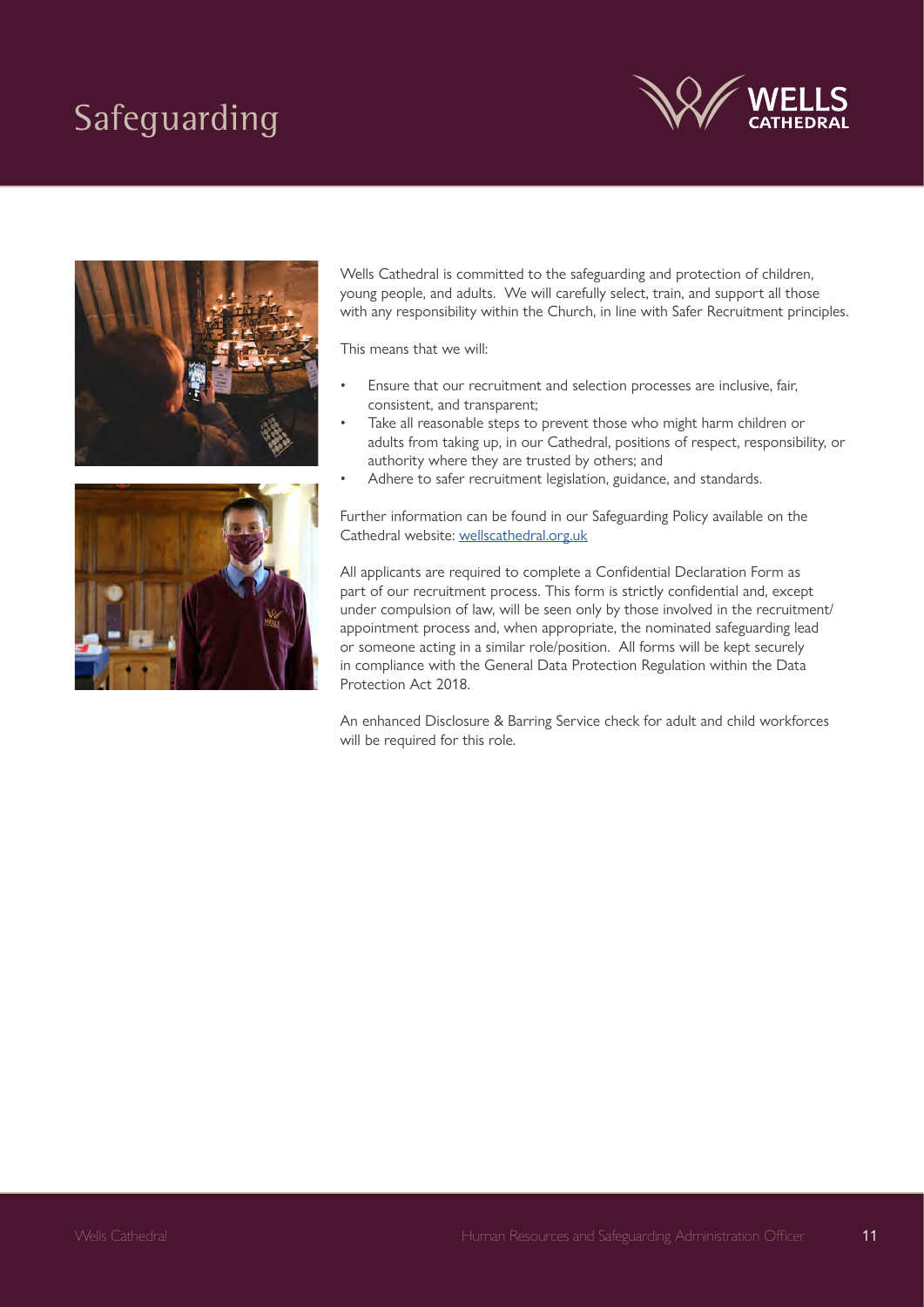# Safeguarding

Wells Cathedral is committed to the safeguarding and protection of children, young people, and adults. We will carefully select, train, and support all those with any responsibility within the Church, in line with Safer Recruitment principles.

This means that we will:

- Ensure that our recruitment and selection processes are inclusive, fair, consistent, and transparent;
- Take all reasonable steps to prevent those who might harm children or adults from taking up, in our Cathedral, positions of respect, responsibility, or authority where they are trusted by others; and
- Adhere to safer recruitment legislation, guidance, and standards.

Further information can be found in our Safeguarding Policy available on the Cathedral website: [wellscathedral.org.uk](wellscathedral.org.uk)

All applicants are required to complete a Confidential Declaration Form as part of our recruitment process. This form is strictly confidential and, except under compulsion of law, will be seen only by those involved in the recruitment/appointment process and, when appropriate, the nominated safeguarding lead or someone acting in a similar role/position. All forms will be kept securely in compliance with the General Data Protection Regulation within the Data Protection Act 2018.

An enhanced Disclosure & Barring Service check for adult and child workforces will be required for this role.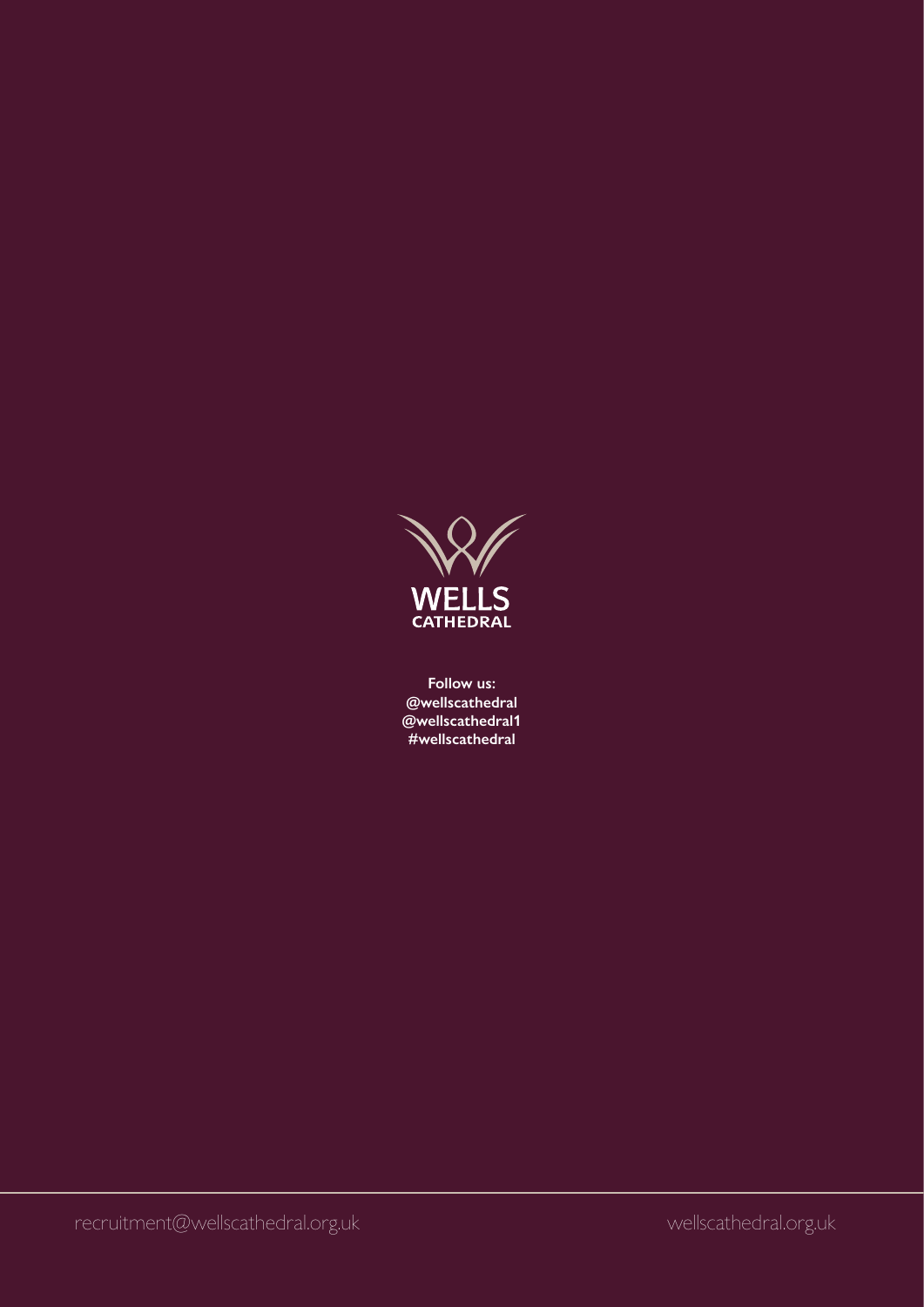WELLS
CATHEDRAL

**Follow us:**
**@wellscathedral**
**@wellscathedral1**
**#wellscathedral**

recruitment@wellscathedral.org.uk

wellscathedral.org.uk